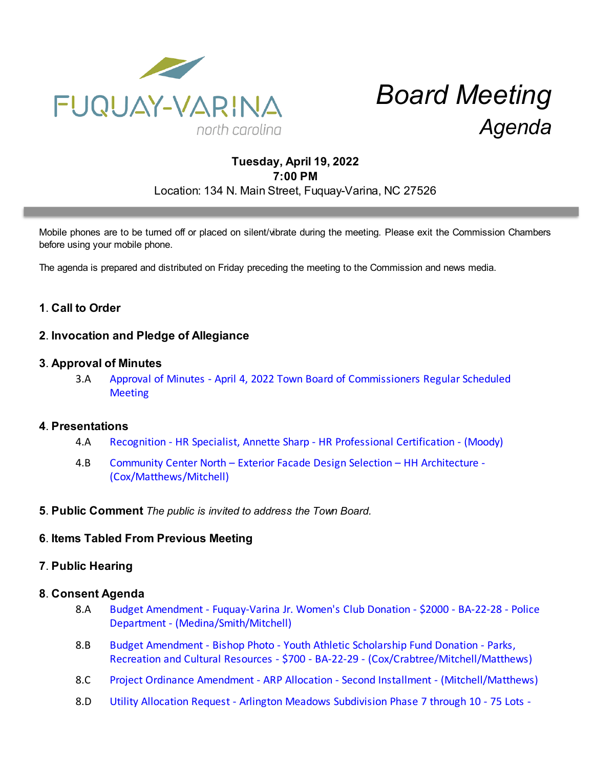FUQUAY-VARINA
north carolina

# *Board Meeting Agenda*

**Tuesday, April 19, 2022**
**7:00 PM**
Location: 134 N. Main Street, Fuquay-Varina, NC 27526

---

Mobile phones are to be turned off or placed on silent/vibrate during the meeting. Please exit the Commission Chambers before using your mobile phone.

The agenda is prepared and distributed on Friday preceding the meeting to the Commission and news media.

## 1. Call to Order

## 2. Invocation and Pledge of Allegiance

## 3. Approval of Minutes

3.A Approval of Minutes - April 4, 2022 Town Board of Commissioners Regular Scheduled Meeting

## 4. Presentations

4.A Recognition - HR Specialist, Annette Sharp - HR Professional Certification - (Moody)

4.B Community Center North – Exterior Facade Design Selection – HH Architecture - (Cox/Matthews/Mitchell)

## 5. Public Comment *The public is invited to address the Town Board.*

## 6. Items Tabled From Previous Meeting

## 7. Public Hearing

## 8. Consent Agenda

8.A Budget Amendment - Fuquay-Varina Jr. Women's Club Donation - $2000 - BA-22-28 - Police Department - (Medina/Smith/Mitchell)

8.B Budget Amendment - Bishop Photo - Youth Athletic Scholarship Fund Donation - Parks, Recreation and Cultural Resources - $700 - BA-22-29 - (Cox/Crabtree/Mitchell/Matthews)

8.C Project Ordinance Amendment - ARP Allocation - Second Installment - (Mitchell/Matthews)

8.D Utility Allocation Request - Arlington Meadows Subdivision Phase 7 through 10 - 75 Lots -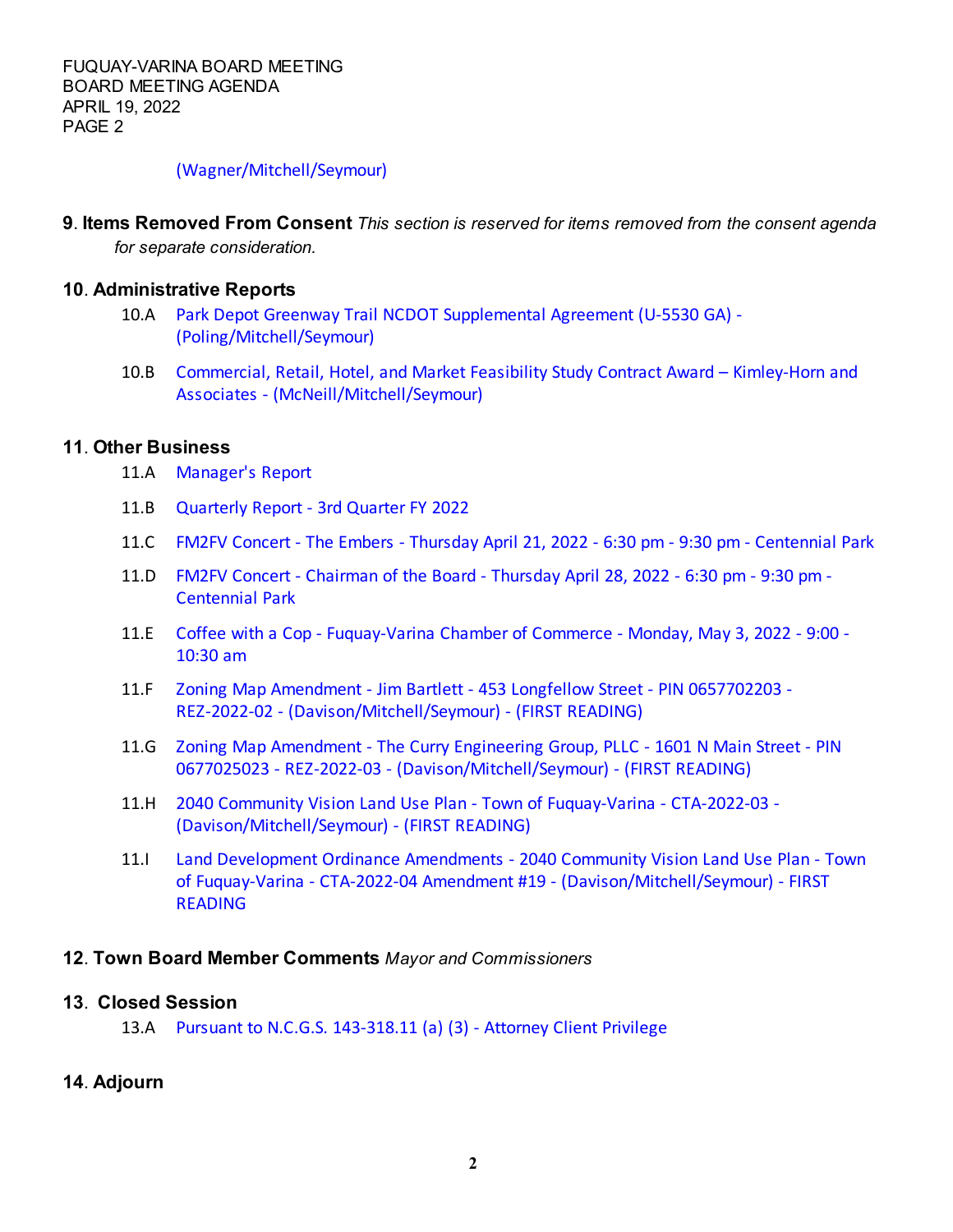(Wagner/Mitchell/Seymour)

## 9. Items Removed From Consent

*This section is reserved for items removed from the consent agenda for separate consideration.*

## 10. Administrative Reports

- 10.A Park Depot Greenway Trail NCDOT Supplemental Agreement (U-5530 GA) - (Poling/Mitchell/Seymour)
- 10.B Commercial, Retail, Hotel, and Market Feasibility Study Contract Award – Kimley-Horn and Associates - (McNeill/Mitchell/Seymour)

## 11. Other Business

- 11.A Manager's Report
- 11.B Quarterly Report - 3rd Quarter FY 2022
- 11.C FM2FV Concert - The Embers - Thursday April 21, 2022 - 6:30 pm - 9:30 pm - Centennial Park
- 11.D FM2FV Concert - Chairman of the Board - Thursday April 28, 2022 - 6:30 pm - 9:30 pm - Centennial Park
- 11.E Coffee with a Cop - Fuquay-Varina Chamber of Commerce - Monday, May 3, 2022 - 9:00 - 10:30 am
- 11.F Zoning Map Amendment - Jim Bartlett - 453 Longfellow Street - PIN 0657702203 - REZ-2022-02 - (Davison/Mitchell/Seymour) - (FIRST READING)
- 11.G Zoning Map Amendment - The Curry Engineering Group, PLLC - 1601 N Main Street - PIN 0677025023 - REZ-2022-03 - (Davison/Mitchell/Seymour) - (FIRST READING)
- 11.H 2040 Community Vision Land Use Plan - Town of Fuquay-Varina - CTA-2022-03 - (Davison/Mitchell/Seymour) - (FIRST READING)
- 11.I Land Development Ordinance Amendments - 2040 Community Vision Land Use Plan - Town of Fuquay-Varina - CTA-2022-04 Amendment #19 - (Davison/Mitchell/Seymour) - FIRST READING

## 12. Town Board Member Comments

*Mayor and Commissioners*

## 13. Closed Session

- 13.A Pursuant to N.C.G.S. 143-318.11 (a) (3) - Attorney Client Privilege

## 14. Adjourn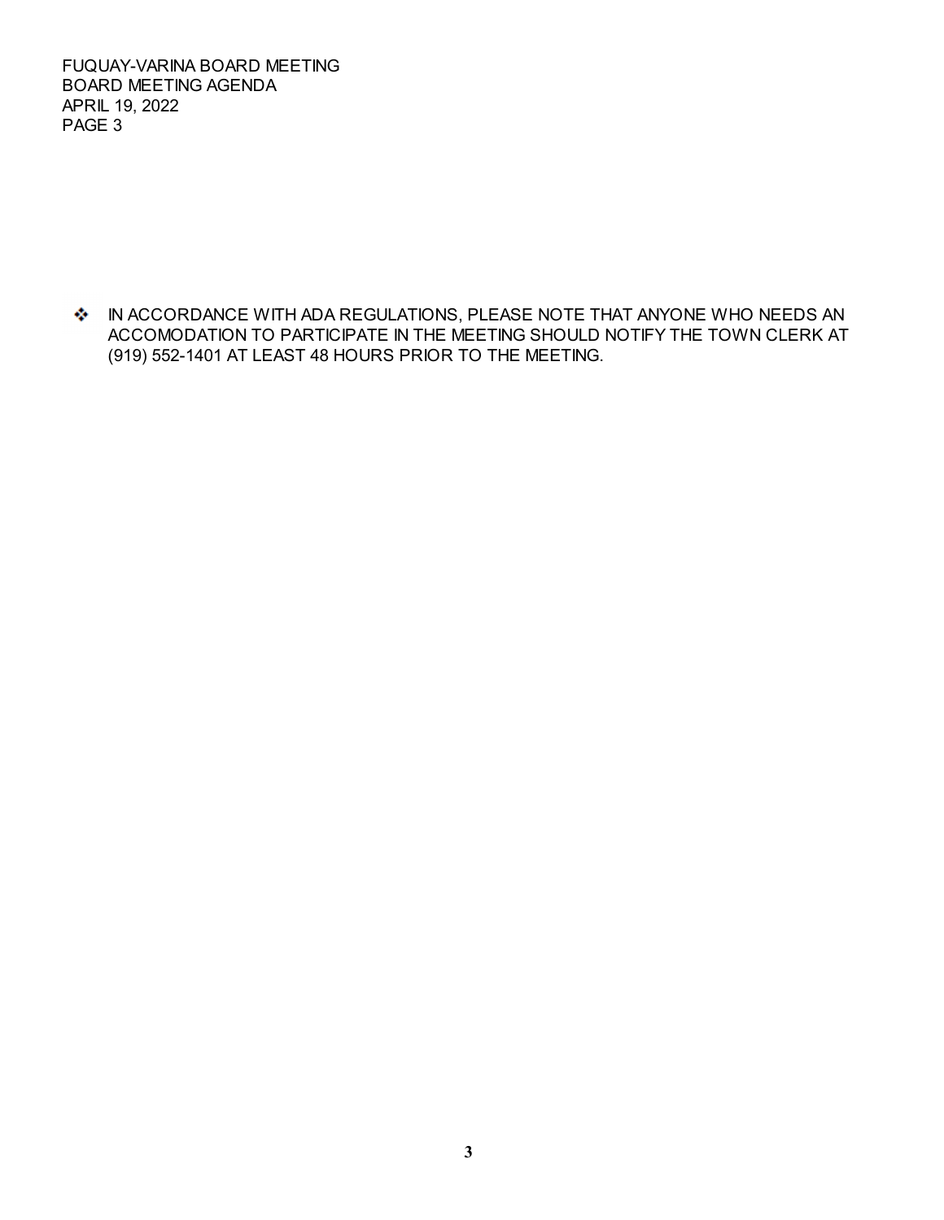- IN ACCORDANCE WITH ADA REGULATIONS, PLEASE NOTE THAT ANYONE WHO NEEDS AN ACCOMODATION TO PARTICIPATE IN THE MEETING SHOULD NOTIFY THE TOWN CLERK AT (919) 552-1401 AT LEAST 48 HOURS PRIOR TO THE MEETING.